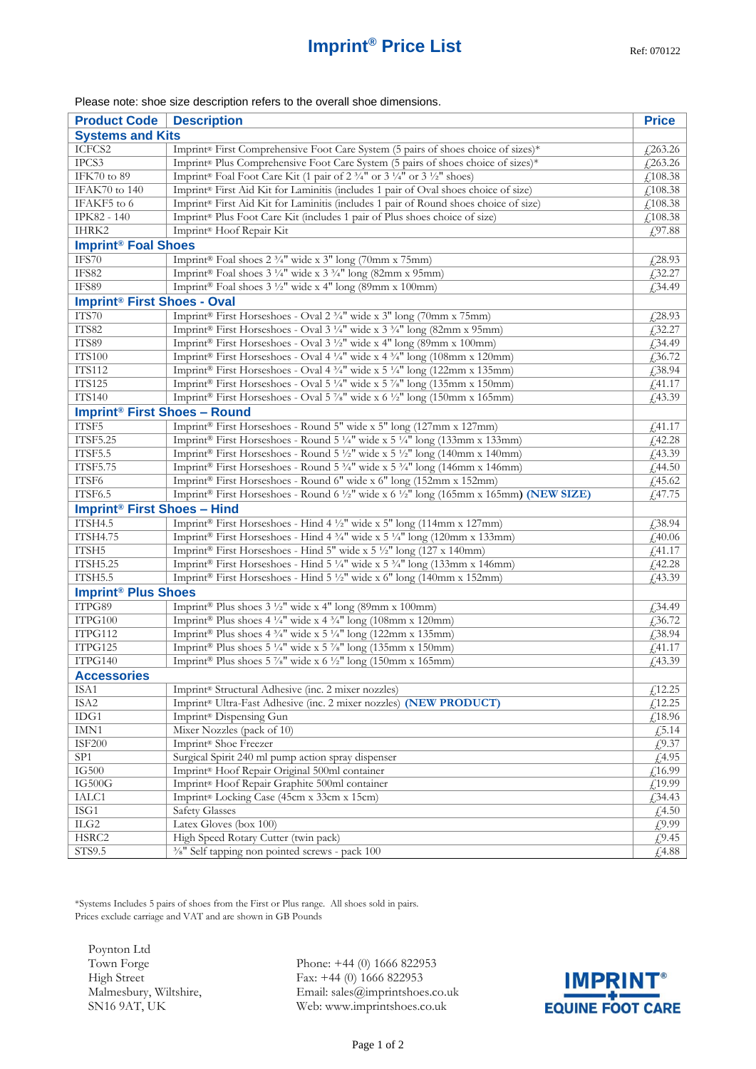# Imprint® Price List

Ref: 070122

Please note: shoe size description refers to the overall shoe dimensions.

| Product Code | Description | Price |
|---|---|---|
| **Systems and Kits** | | |
| ICFCS2 | Imprint® First Comprehensive Foot Care System (5 pairs of shoes choice of sizes)* | £263.26 |
| IPCS3 | Imprint® Plus Comprehensive Foot Care System (5 pairs of shoes choice of sizes)* | £263.26 |
| IFK70 to 89 | Imprint® Foal Foot Care Kit (1 pair of 2 ¾" or 3 ¼" or 3 ½" shoes) | £108.38 |
| IFAK70 to 140 | Imprint® First Aid Kit for Laminitis (includes 1 pair of Oval shoes choice of size) | £108.38 |
| IFAKF5 to 6 | Imprint® First Aid Kit for Laminitis (includes 1 pair of Round shoes choice of size) | £108.38 |
| IPK82 - 140 | Imprint® Plus Foot Care Kit (includes 1 pair of Plus shoes choice of size) | £108.38 |
| IHRK2 | Imprint® Hoof Repair Kit | £97.88 |
| **Imprint® Foal Shoes** | | |
| IFS70 | Imprint® Foal shoes 2 ¾" wide x 3" long (70mm x 75mm) | £28.93 |
| IFS82 | Imprint® Foal shoes 3 ¼" wide x 3 ¾" long (82mm x 95mm) | £32.27 |
| IFS89 | Imprint® Foal shoes 3 ½" wide x 4" long (89mm x 100mm) | £34.49 |
| **Imprint® First Shoes - Oval** | | |
| ITS70 | Imprint® First Horseshoes - Oval 2 ¾" wide x 3" long (70mm x 75mm) | £28.93 |
| ITS82 | Imprint® First Horseshoes - Oval 3 ¼" wide x 3 ¾" long (82mm x 95mm) | £32.27 |
| ITS89 | Imprint® First Horseshoes - Oval 3 ½" wide x 4" long (89mm x 100mm) | £34.49 |
| ITS100 | Imprint® First Horseshoes - Oval 4 ¼" wide x 4 ¾" long (108mm x 120mm) | £36.72 |
| ITS112 | Imprint® First Horseshoes - Oval 4 ¾" wide x 5 ¼" long (122mm x 135mm) | £38.94 |
| ITS125 | Imprint® First Horseshoes - Oval 5 ¼" wide x 5 ⅞" long (135mm x 150mm) | £41.17 |
| ITS140 | Imprint® First Horseshoes - Oval 5 ⅞" wide x 6 ½" long (150mm x 165mm) | £43.39 |
| **Imprint® First Shoes – Round** | | |
| ITSF5 | Imprint® First Horseshoes - Round 5" wide x 5" long (127mm x 127mm) | £41.17 |
| ITSF5.25 | Imprint® First Horseshoes - Round 5 ¼" wide x 5 ¼" long (133mm x 133mm) | £42.28 |
| ITSF5.5 | Imprint® First Horseshoes - Round 5 ½" wide x 5 ½" long (140mm x 140mm) | £43.39 |
| ITSF5.75 | Imprint® First Horseshoes - Round 5 ¾" wide x 5 ¾" long (146mm x 146mm) | £44.50 |
| ITSF6 | Imprint® First Horseshoes - Round 6" wide x 6" long (152mm x 152mm) | £45.62 |
| ITSF6.5 | Imprint® First Horseshoes - Round 6 ½" wide x 6 ½" long (165mm x 165mm) **(NEW SIZE)** | £47.75 |
| **Imprint® First Shoes – Hind** | | |
| ITSH4.5 | Imprint® First Horseshoes - Hind 4 ½" wide x 5" long (114mm x 127mm) | £38.94 |
| ITSH4.75 | Imprint® First Horseshoes - Hind 4 ¾" wide x 5 ¼" long (120mm x 133mm) | £40.06 |
| ITSH5 | Imprint® First Horseshoes - Hind 5" wide x 5 ½" long (127 x 140mm) | £41.17 |
| ITSH5.25 | Imprint® First Horseshoes - Hind 5 ¼" wide x 5 ¾" long (133mm x 146mm) | £42.28 |
| ITSH5.5 | Imprint® First Horseshoes - Hind 5 ½" wide x 6" long (140mm x 152mm) | £43.39 |
| **Imprint® Plus Shoes** | | |
| ITPG89 | Imprint® Plus shoes 3 ½" wide x 4" long (89mm x 100mm) | £34.49 |
| ITPG100 | Imprint® Plus shoes 4 ¼" wide x 4 ¾" long (108mm x 120mm) | £36.72 |
| ITPG112 | Imprint® Plus shoes 4 ¾" wide x 5 ¼" long (122mm x 135mm) | £38.94 |
| ITPG125 | Imprint® Plus shoes 5 ¼" wide x 5 ⅞" long (135mm x 150mm) | £41.17 |
| ITPG140 | Imprint® Plus shoes 5 ⅞" wide x 6 ½" long (150mm x 165mm) | £43.39 |
| **Accessories** | | |
| ISA1 | Imprint® Structural Adhesive (inc. 2 mixer nozzles) | £12.25 |
| ISA2 | Imprint® Ultra-Fast Adhesive (inc. 2 mixer nozzles) **(NEW PRODUCT)** | £12.25 |
| IDG1 | Imprint® Dispensing Gun | £18.96 |
| IMN1 | Mixer Nozzles (pack of 10) | £5.14 |
| ISF200 | Imprint® Shoe Freezer | £9.37 |
| SP1 | Surgical Spirit 240 ml pump action spray dispenser | £4.95 |
| IG500 | Imprint® Hoof Repair Original 500ml container | £16.99 |
| IG500G | Imprint® Hoof Repair Graphite 500ml container | £19.99 |
| IALC1 | Imprint® Locking Case (45cm x 33cm x 15cm) | £34.43 |
| ISG1 | Safety Glasses | £4.50 |
| ILG2 | Latex Gloves (box 100) | £9.99 |
| HSRC2 | High Speed Rotary Cutter (twin pack) | £9.45 |
| STS9.5 | ⅜" Self tapping non pointed screws - pack 100 | £4.88 |

*Systems Includes 5 pairs of shoes from the First or Plus range. All shoes sold in pairs.
Prices exclude carriage and VAT and are shown in GB Pounds

Poynton Ltd
Town Forge
High Street
Malmesbury, Wiltshire,
SN16 9AT, UK

Phone: +44 (0) 1666 822953
Fax: +44 (0) 1666 822953
Email: sales@imprintshoes.co.uk
Web: www.imprintshoes.co.uk

IMPRINT® EQUINE FOOT CARE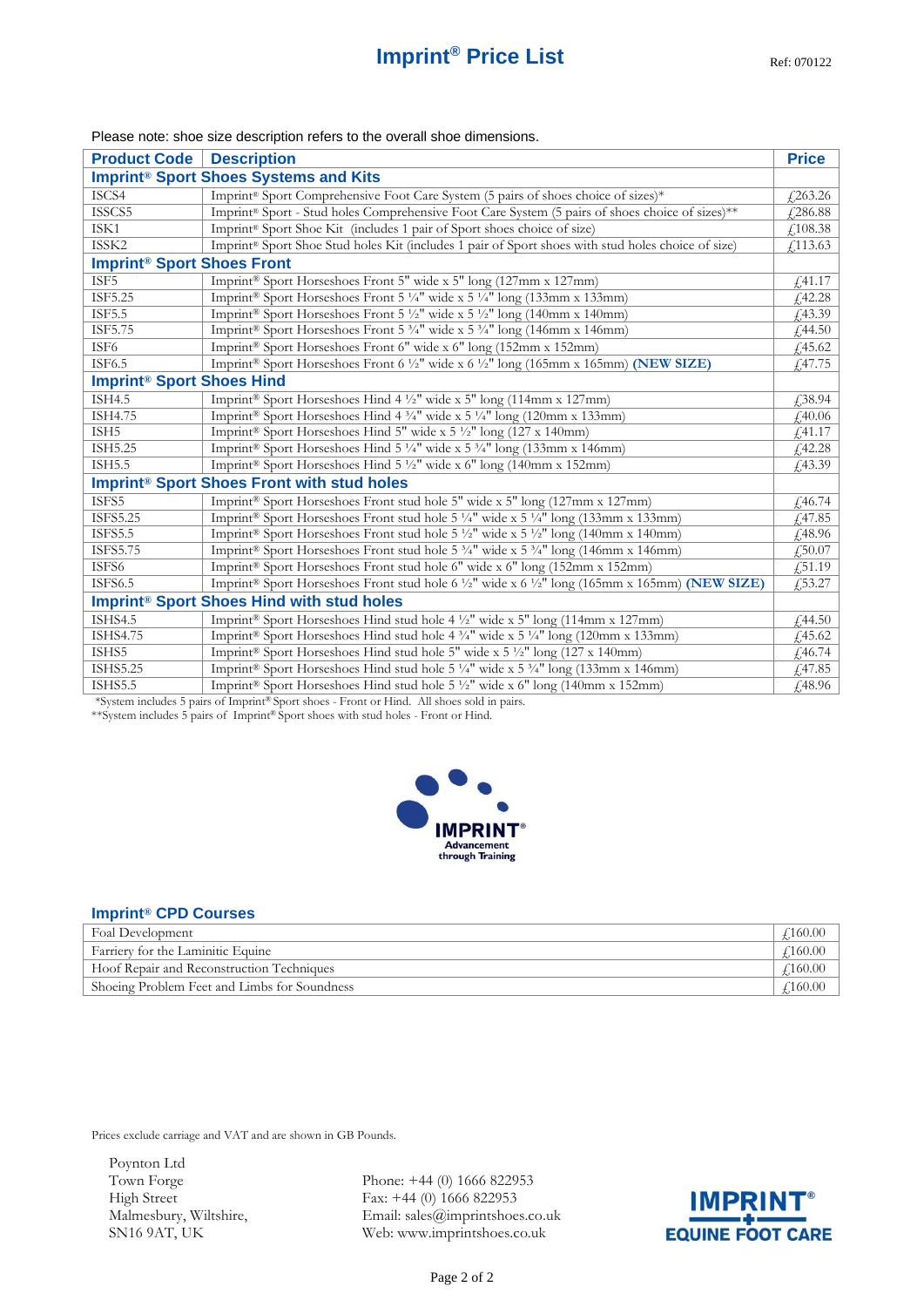# Imprint® Price List

Ref: 070122

Please note: shoe size description refers to the overall shoe dimensions.

| Product Code | Description | Price |
|---|---|---|
| **Imprint® Sport Shoes Systems and Kits** | | |
| ISCS4 | Imprint® Sport Comprehensive Foot Care System (5 pairs of shoes choice of sizes)* | £263.26 |
| ISSCS5 | Imprint® Sport - Stud holes Comprehensive Foot Care System (5 pairs of shoes choice of sizes)** | £286.88 |
| ISK1 | Imprint® Sport Shoe Kit (includes 1 pair of Sport shoes choice of size) | £108.38 |
| ISSK2 | Imprint® Sport Shoe Stud holes Kit (includes 1 pair of Sport shoes with stud holes choice of size) | £113.63 |
| **Imprint® Sport Shoes Front** | | |
| ISF5 | Imprint® Sport Horseshoes Front 5" wide x 5" long (127mm x 127mm) | £41.17 |
| ISF5.25 | Imprint® Sport Horseshoes Front 5 ¼" wide x 5 ¼" long (133mm x 133mm) | £42.28 |
| ISF5.5 | Imprint® Sport Horseshoes Front 5 ½" wide x 5 ½" long (140mm x 140mm) | £43.39 |
| ISF5.75 | Imprint® Sport Horseshoes Front 5 ¾" wide x 5 ¾" long (146mm x 146mm) | £44.50 |
| ISF6 | Imprint® Sport Horseshoes Front 6" wide x 6" long (152mm x 152mm) | £45.62 |
| ISF6.5 | Imprint® Sport Horseshoes Front 6 ½" wide x 6 ½" long (165mm x 165mm) **(NEW SIZE)** | £47.75 |
| **Imprint® Sport Shoes Hind** | | |
| ISH4.5 | Imprint® Sport Horseshoes Hind 4 ½" wide x 5" long (114mm x 127mm) | £38.94 |
| ISH4.75 | Imprint® Sport Horseshoes Hind 4 ¾" wide x 5 ¼" long (120mm x 133mm) | £40.06 |
| ISH5 | Imprint® Sport Horseshoes Hind 5" wide x 5 ½" long (127 x 140mm) | £41.17 |
| ISH5.25 | Imprint® Sport Horseshoes Hind 5 ¼" wide x 5 ¾" long (133mm x 146mm) | £42.28 |
| ISH5.5 | Imprint® Sport Horseshoes Hind 5 ½" wide x 6" long (140mm x 152mm) | £43.39 |
| **Imprint® Sport Shoes Front with stud holes** | | |
| ISFS5 | Imprint® Sport Horseshoes Front stud hole 5" wide x 5" long (127mm x 127mm) | £46.74 |
| ISFS5.25 | Imprint® Sport Horseshoes Front stud hole 5 ¼" wide x 5 ¼" long (133mm x 133mm) | £47.85 |
| ISFS5.5 | Imprint® Sport Horseshoes Front stud hole 5 ½" wide x 5 ½" long (140mm x 140mm) | £48.96 |
| ISFS5.75 | Imprint® Sport Horseshoes Front stud hole 5 ¾" wide x 5 ¾" long (146mm x 146mm) | £50.07 |
| ISFS6 | Imprint® Sport Horseshoes Front stud hole 6" wide x 6" long (152mm x 152mm) | £51.19 |
| ISFS6.5 | Imprint® Sport Horseshoes Front stud hole 6 ½" wide x 6 ½" long (165mm x 165mm) **(NEW SIZE)** | £53.27 |
| **Imprint® Sport Shoes Hind with stud holes** | | |
| ISHS4.5 | Imprint® Sport Horseshoes Hind stud hole 4 ½" wide x 5" long (114mm x 127mm) | £44.50 |
| ISHS4.75 | Imprint® Sport Horseshoes Hind stud hole 4 ¾" wide x 5 ¼" long (120mm x 133mm) | £45.62 |
| ISHS5 | Imprint® Sport Horseshoes Hind stud hole 5" wide x 5 ½" long (127 x 140mm) | £46.74 |
| ISHS5.25 | Imprint® Sport Horseshoes Hind stud hole 5 ¼" wide x 5 ¾" long (133mm x 146mm) | £47.85 |
| ISHS5.5 | Imprint® Sport Horseshoes Hind stud hole 5 ½" wide x 6" long (140mm x 152mm) | £48.96 |

*System includes 5 pairs of Imprint® Sport shoes - Front or Hind. All shoes sold in pairs.
**System includes 5 pairs of Imprint® Sport shoes with stud holes - Front or Hind.

IMPRINT®
Advancement through Training

## Imprint® CPD Courses

| | |
|---|---|
| Foal Development | £160.00 |
| Farriery for the Laminitic Equine | £160.00 |
| Hoof Repair and Reconstruction Techniques | £160.00 |
| Shoeing Problem Feet and Limbs for Soundness | £160.00 |

Prices exclude carriage and VAT and are shown in GB Pounds.

Poynton Ltd
Town Forge
High Street
Malmesbury, Wiltshire,
SN16 9AT, UK

Phone: +44 (0) 1666 822953
Fax: +44 (0) 1666 822953
Email: sales@imprintshoes.co.uk
Web: www.imprintshoes.co.uk

IMPRINT®
EQUINE FOOT CARE